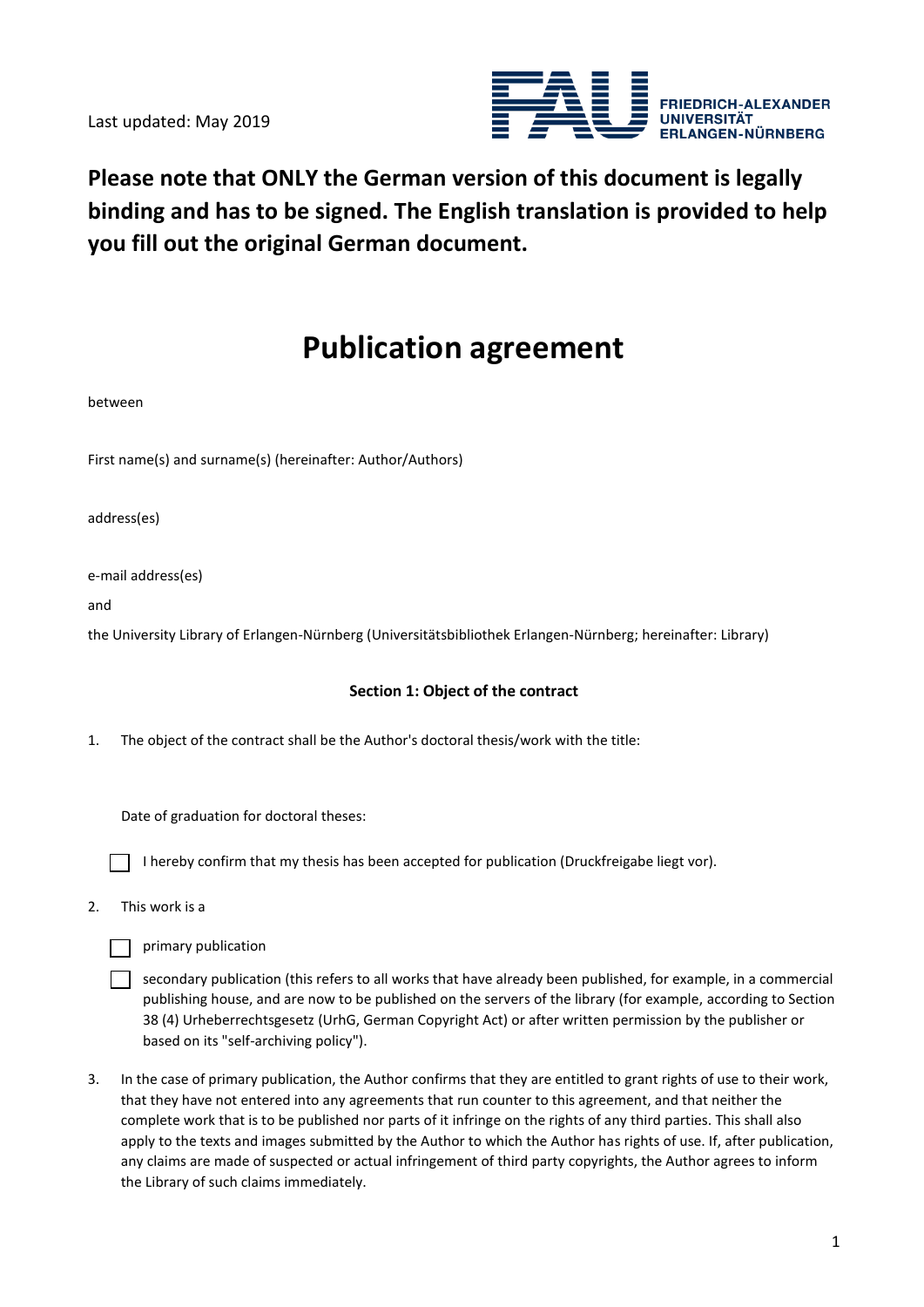Last updated: May 2019

**Please note that ONLY the German version of this document is legally binding and has to be signed. The English translation is provided to help you fill out the original German document.**

# Publication agreement

between

First name(s) and surname(s) (hereinafter: Author/Authors)

address(es)

e-mail address(es)

and

the University Library of Erlangen-Nürnberg (Universitätsbibliothek Erlangen-Nürnberg; hereinafter: Library)

### Section 1: Object of the contract

1. The object of the contract shall be the Author's doctoral thesis/work with the title:

   Date of graduation for doctoral theses:

   ☐ I hereby confirm that my thesis has been accepted for publication (Druckfreigabe liegt vor).

2. This work is a

   ☐ primary publication

   ☐ secondary publication (this refers to all works that have already been published, for example, in a commercial publishing house, and are now to be published on the servers of the library (for example, according to Section 38 (4) Urheberrechtsgesetz (UrhG, German Copyright Act) or after written permission by the publisher or based on its "self-archiving policy").

3. In the case of primary publication, the Author confirms that they are entitled to grant rights of use to their work, that they have not entered into any agreements that run counter to this agreement, and that neither the complete work that is to be published nor parts of it infringe on the rights of any third parties. This shall also apply to the texts and images submitted by the Author to which the Author has rights of use. If, after publication, any claims are made of suspected or actual infringement of third party copyrights, the Author agrees to inform the Library of such claims immediately.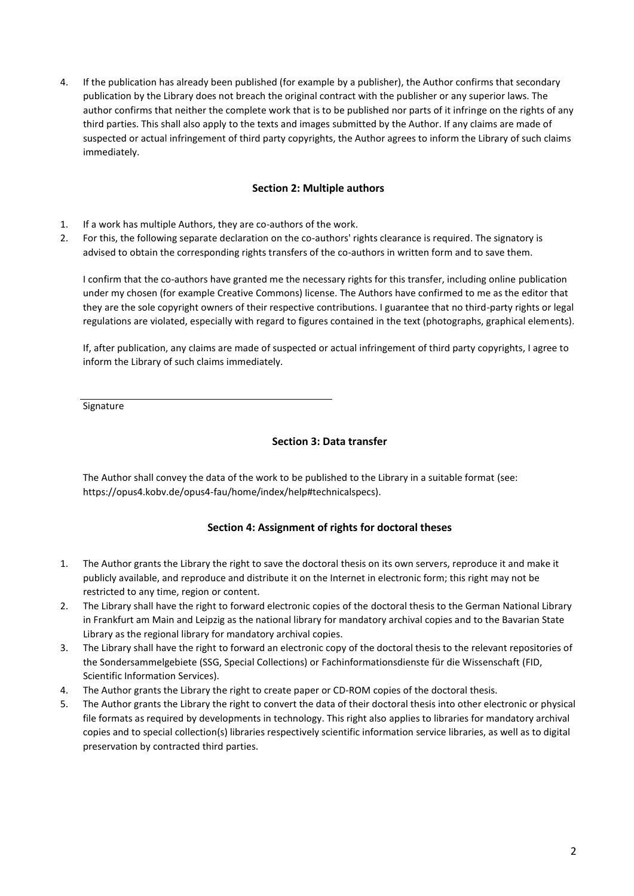4. If the publication has already been published (for example by a publisher), the Author confirms that secondary publication by the Library does not breach the original contract with the publisher or any superior laws. The author confirms that neither the complete work that is to be published nor parts of it infringe on the rights of any third parties. This shall also apply to the texts and images submitted by the Author. If any claims are made of suspected or actual infringement of third party copyrights, the Author agrees to inform the Library of such claims immediately.

## Section 2: Multiple authors

1. If a work has multiple Authors, they are co-authors of the work.
2. For this, the following separate declaration on the co-authors' rights clearance is required. The signatory is advised to obtain the corresponding rights transfers of the co-authors in written form and to save them.

   I confirm that the co-authors have granted me the necessary rights for this transfer, including online publication under my chosen (for example Creative Commons) license. The Authors have confirmed to me as the editor that they are the sole copyright owners of their respective contributions. I guarantee that no third-party rights or legal regulations are violated, especially with regard to figures contained in the text (photographs, graphical elements).

   If, after publication, any claims are made of suspected or actual infringement of third party copyrights, I agree to inform the Library of such claims immediately.

______________________________

Signature

## Section 3: Data transfer

The Author shall convey the data of the work to be published to the Library in a suitable format (see: https://opus4.kobv.de/opus4-fau/home/index/help#technicalspecs).

## Section 4: Assignment of rights for doctoral theses

1. The Author grants the Library the right to save the doctoral thesis on its own servers, reproduce it and make it publicly available, and reproduce and distribute it on the Internet in electronic form; this right may not be restricted to any time, region or content.
2. The Library shall have the right to forward electronic copies of the doctoral thesis to the German National Library in Frankfurt am Main and Leipzig as the national library for mandatory archival copies and to the Bavarian State Library as the regional library for mandatory archival copies.
3. The Library shall have the right to forward an electronic copy of the doctoral thesis to the relevant repositories of the Sondersammelgebiete (SSG, Special Collections) or Fachinformationsdienste für die Wissenschaft (FID, Scientific Information Services).
4. The Author grants the Library the right to create paper or CD-ROM copies of the doctoral thesis.
5. The Author grants the Library the right to convert the data of their doctoral thesis into other electronic or physical file formats as required by developments in technology. This right also applies to libraries for mandatory archival copies and to special collection(s) libraries respectively scientific information service libraries, as well as to digital preservation by contracted third parties.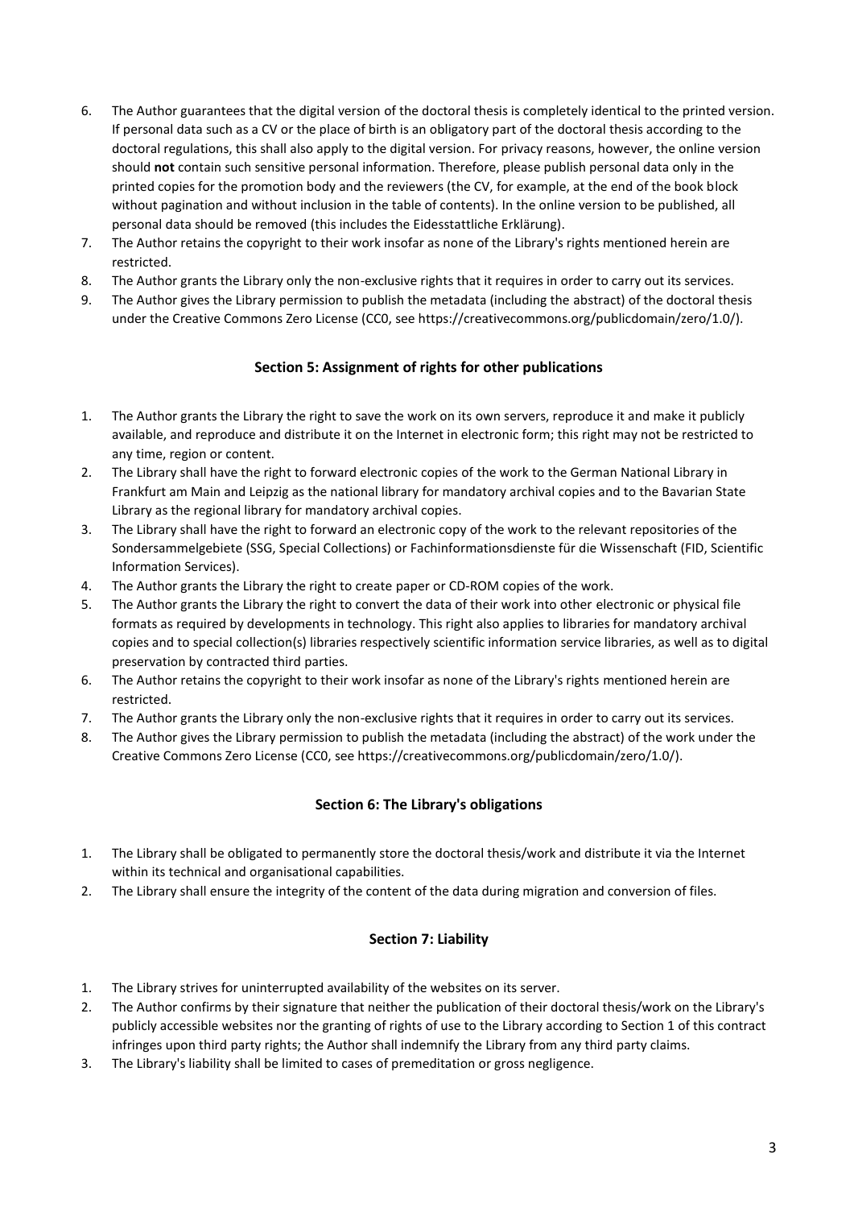6. The Author guarantees that the digital version of the doctoral thesis is completely identical to the printed version. If personal data such as a CV or the place of birth is an obligatory part of the doctoral thesis according to the doctoral regulations, this shall also apply to the digital version. For privacy reasons, however, the online version should **not** contain such sensitive personal information. Therefore, please publish personal data only in the printed copies for the promotion body and the reviewers (the CV, for example, at the end of the book block without pagination and without inclusion in the table of contents). In the online version to be published, all personal data should be removed (this includes the Eidesstattliche Erklärung).
7. The Author retains the copyright to their work insofar as none of the Library's rights mentioned herein are restricted.
8. The Author grants the Library only the non-exclusive rights that it requires in order to carry out its services.
9. The Author gives the Library permission to publish the metadata (including the abstract) of the doctoral thesis under the Creative Commons Zero License (CC0, see https://creativecommons.org/publicdomain/zero/1.0/).

### Section 5: Assignment of rights for other publications

1. The Author grants the Library the right to save the work on its own servers, reproduce it and make it publicly available, and reproduce and distribute it on the Internet in electronic form; this right may not be restricted to any time, region or content.
2. The Library shall have the right to forward electronic copies of the work to the German National Library in Frankfurt am Main and Leipzig as the national library for mandatory archival copies and to the Bavarian State Library as the regional library for mandatory archival copies.
3. The Library shall have the right to forward an electronic copy of the work to the relevant repositories of the Sondersammelgebiete (SSG, Special Collections) or Fachinformationsdienste für die Wissenschaft (FID, Scientific Information Services).
4. The Author grants the Library the right to create paper or CD-ROM copies of the work.
5. The Author grants the Library the right to convert the data of their work into other electronic or physical file formats as required by developments in technology. This right also applies to libraries for mandatory archival copies and to special collection(s) libraries respectively scientific information service libraries, as well as to digital preservation by contracted third parties.
6. The Author retains the copyright to their work insofar as none of the Library's rights mentioned herein are restricted.
7. The Author grants the Library only the non-exclusive rights that it requires in order to carry out its services.
8. The Author gives the Library permission to publish the metadata (including the abstract) of the work under the Creative Commons Zero License (CC0, see https://creativecommons.org/publicdomain/zero/1.0/).

### Section 6: The Library's obligations

1. The Library shall be obligated to permanently store the doctoral thesis/work and distribute it via the Internet within its technical and organisational capabilities.
2. The Library shall ensure the integrity of the content of the data during migration and conversion of files.

### Section 7: Liability

1. The Library strives for uninterrupted availability of the websites on its server.
2. The Author confirms by their signature that neither the publication of their doctoral thesis/work on the Library's publicly accessible websites nor the granting of rights of use to the Library according to Section 1 of this contract infringes upon third party rights; the Author shall indemnify the Library from any third party claims.
3. The Library's liability shall be limited to cases of premeditation or gross negligence.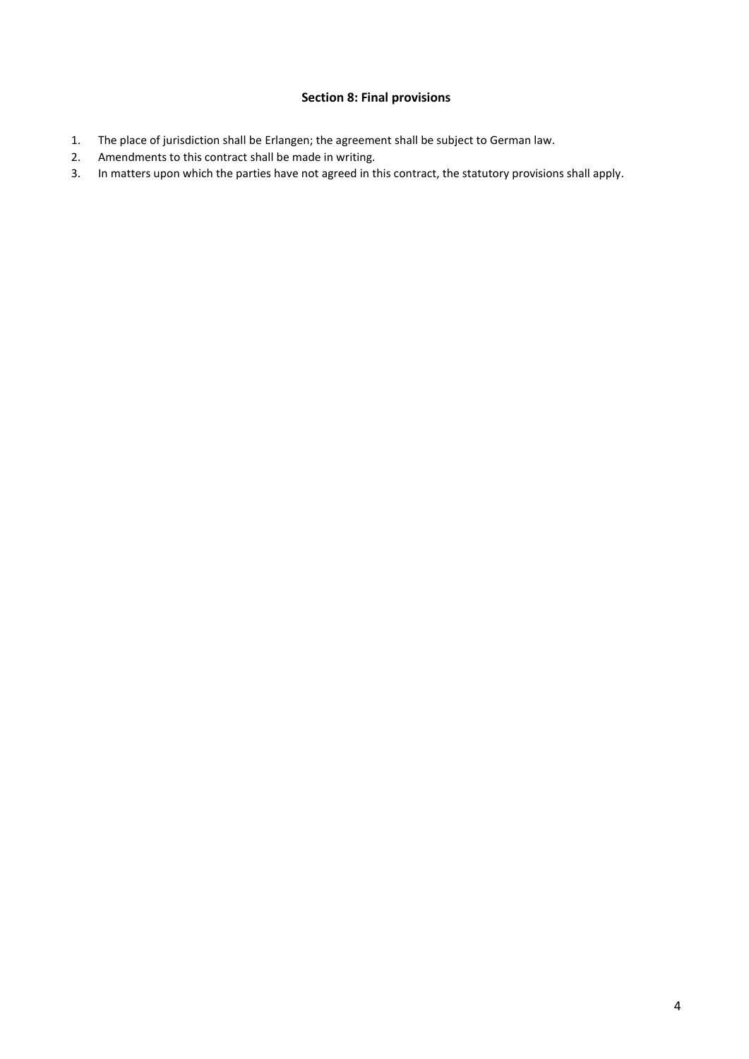## Section 8: Final provisions

1. The place of jurisdiction shall be Erlangen; the agreement shall be subject to German law.
2. Amendments to this contract shall be made in writing.
3. In matters upon which the parties have not agreed in this contract, the statutory provisions shall apply.